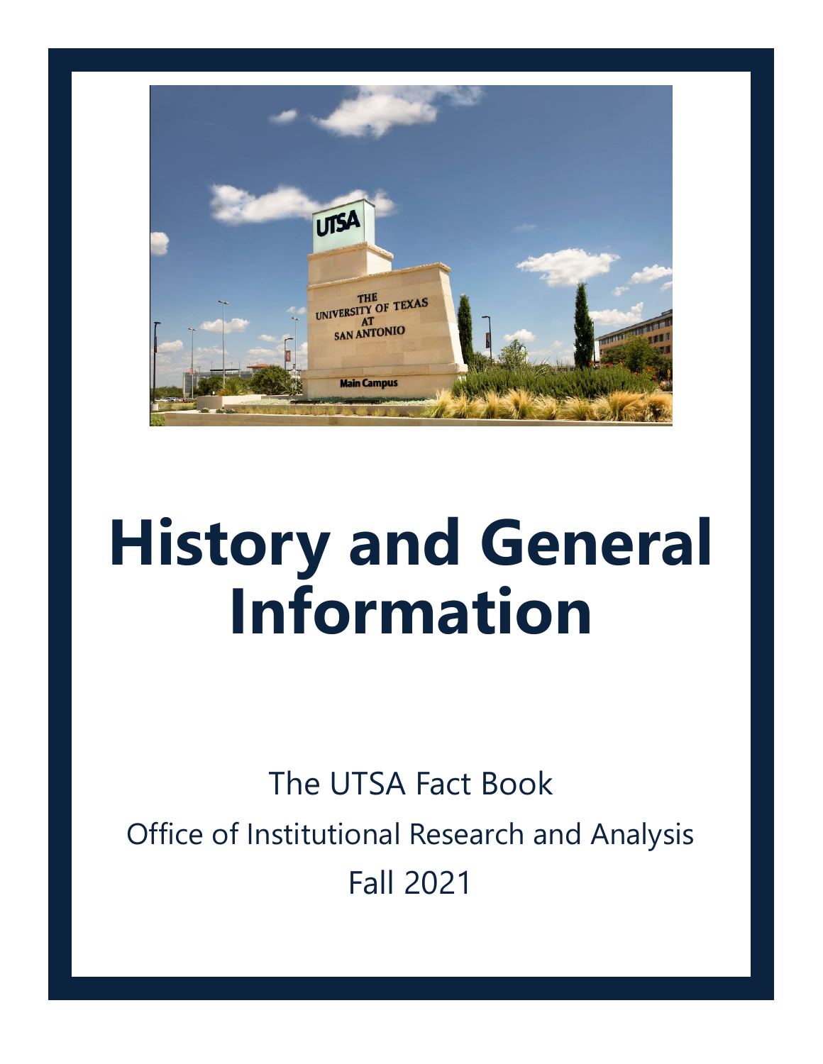# History and General Information

The UTSA Fact Book

Office of Institutional Research and Analysis

Fall 2021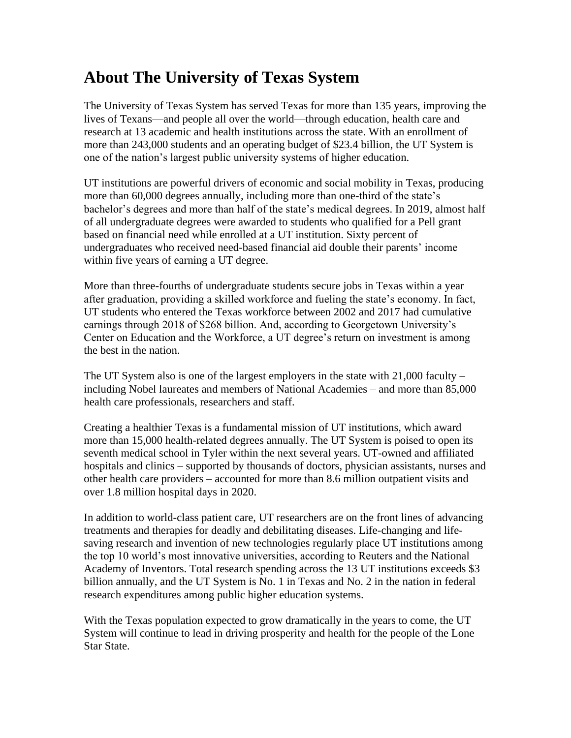# About The University of Texas System

The University of Texas System has served Texas for more than 135 years, improving the lives of Texans—and people all over the world—through education, health care and research at 13 academic and health institutions across the state. With an enrollment of more than 243,000 students and an operating budget of $23.4 billion, the UT System is one of the nation's largest public university systems of higher education.

UT institutions are powerful drivers of economic and social mobility in Texas, producing more than 60,000 degrees annually, including more than one-third of the state's bachelor's degrees and more than half of the state's medical degrees. In 2019, almost half of all undergraduate degrees were awarded to students who qualified for a Pell grant based on financial need while enrolled at a UT institution. Sixty percent of undergraduates who received need-based financial aid double their parents' income within five years of earning a UT degree.

More than three-fourths of undergraduate students secure jobs in Texas within a year after graduation, providing a skilled workforce and fueling the state's economy. In fact, UT students who entered the Texas workforce between 2002 and 2017 had cumulative earnings through 2018 of $268 billion. And, according to Georgetown University's Center on Education and the Workforce, a UT degree's return on investment is among the best in the nation.

The UT System also is one of the largest employers in the state with 21,000 faculty – including Nobel laureates and members of National Academies – and more than 85,000 health care professionals, researchers and staff.

Creating a healthier Texas is a fundamental mission of UT institutions, which award more than 15,000 health-related degrees annually. The UT System is poised to open its seventh medical school in Tyler within the next several years. UT-owned and affiliated hospitals and clinics – supported by thousands of doctors, physician assistants, nurses and other health care providers – accounted for more than 8.6 million outpatient visits and over 1.8 million hospital days in 2020.

In addition to world-class patient care, UT researchers are on the front lines of advancing treatments and therapies for deadly and debilitating diseases. Life-changing and life-saving research and invention of new technologies regularly place UT institutions among the top 10 world's most innovative universities, according to Reuters and the National Academy of Inventors. Total research spending across the 13 UT institutions exceeds $3 billion annually, and the UT System is No. 1 in Texas and No. 2 in the nation in federal research expenditures among public higher education systems.

With the Texas population expected to grow dramatically in the years to come, the UT System will continue to lead in driving prosperity and health for the people of the Lone Star State.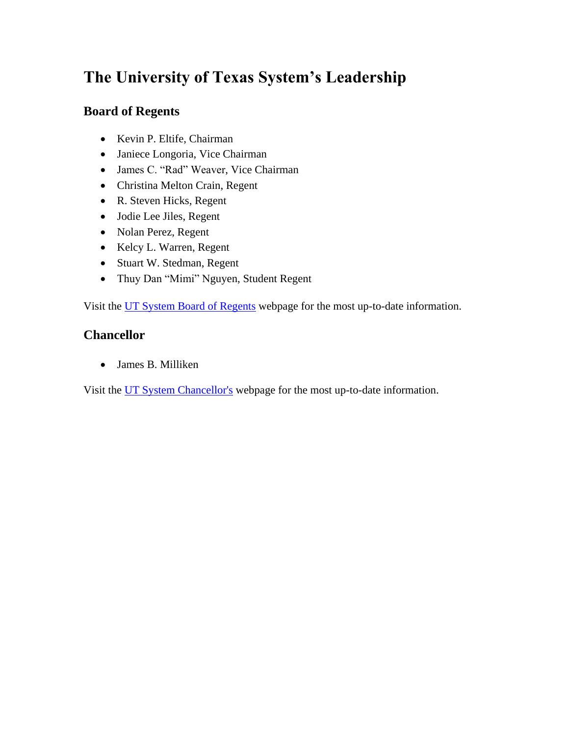# The University of Texas System's Leadership

## Board of Regents

- Kevin P. Eltife, Chairman
- Janiece Longoria, Vice Chairman
- James C. "Rad" Weaver, Vice Chairman
- Christina Melton Crain, Regent
- R. Steven Hicks, Regent
- Jodie Lee Jiles, Regent
- Nolan Perez, Regent
- Kelcy L. Warren, Regent
- Stuart W. Stedman, Regent
- Thuy Dan "Mimi" Nguyen, Student Regent

Visit the UT System Board of Regents webpage for the most up-to-date information.

## Chancellor

- James B. Milliken

Visit the UT System Chancellor's webpage for the most up-to-date information.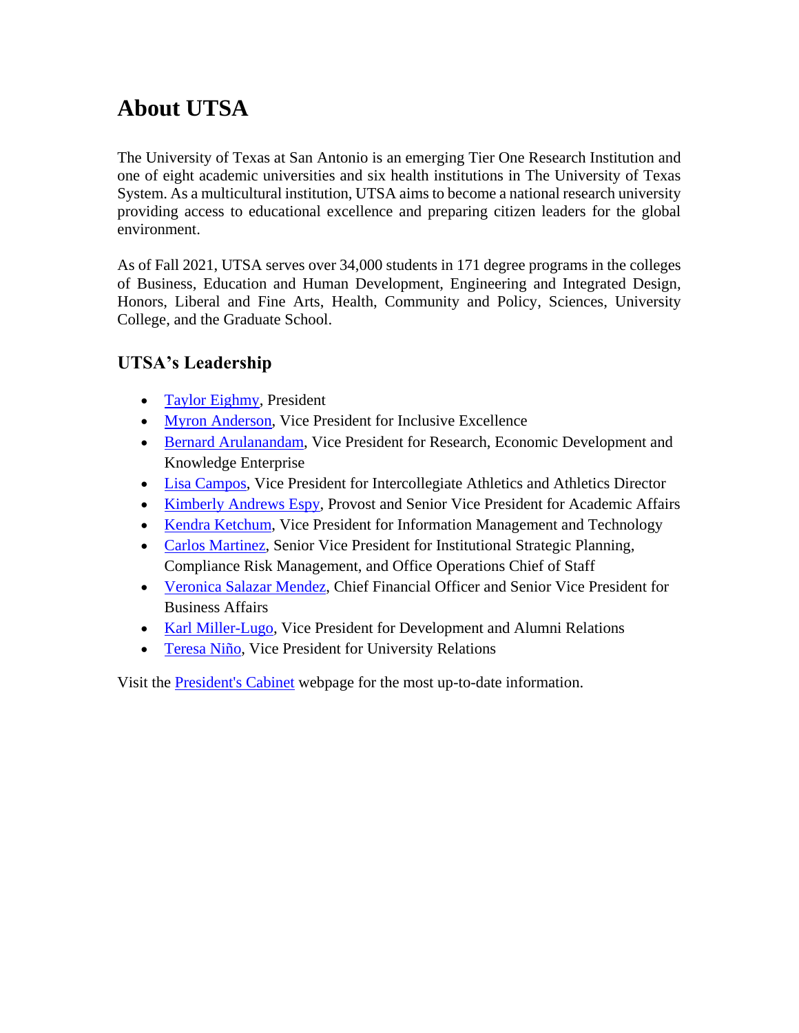# About UTSA

The University of Texas at San Antonio is an emerging Tier One Research Institution and one of eight academic universities and six health institutions in The University of Texas System. As a multicultural institution, UTSA aims to become a national research university providing access to educational excellence and preparing citizen leaders for the global environment.

As of Fall 2021, UTSA serves over 34,000 students in 171 degree programs in the colleges of Business, Education and Human Development, Engineering and Integrated Design, Honors, Liberal and Fine Arts, Health, Community and Policy, Sciences, University College, and the Graduate School.

## UTSA's Leadership

- Taylor Eighmy, President
- Myron Anderson, Vice President for Inclusive Excellence
- Bernard Arulanandam, Vice President for Research, Economic Development and Knowledge Enterprise
- Lisa Campos, Vice President for Intercollegiate Athletics and Athletics Director
- Kimberly Andrews Espy, Provost and Senior Vice President for Academic Affairs
- Kendra Ketchum, Vice President for Information Management and Technology
- Carlos Martinez, Senior Vice President for Institutional Strategic Planning, Compliance Risk Management, and Office Operations Chief of Staff
- Veronica Salazar Mendez, Chief Financial Officer and Senior Vice President for Business Affairs
- Karl Miller-Lugo, Vice President for Development and Alumni Relations
- Teresa Niño, Vice President for University Relations

Visit the President's Cabinet webpage for the most up-to-date information.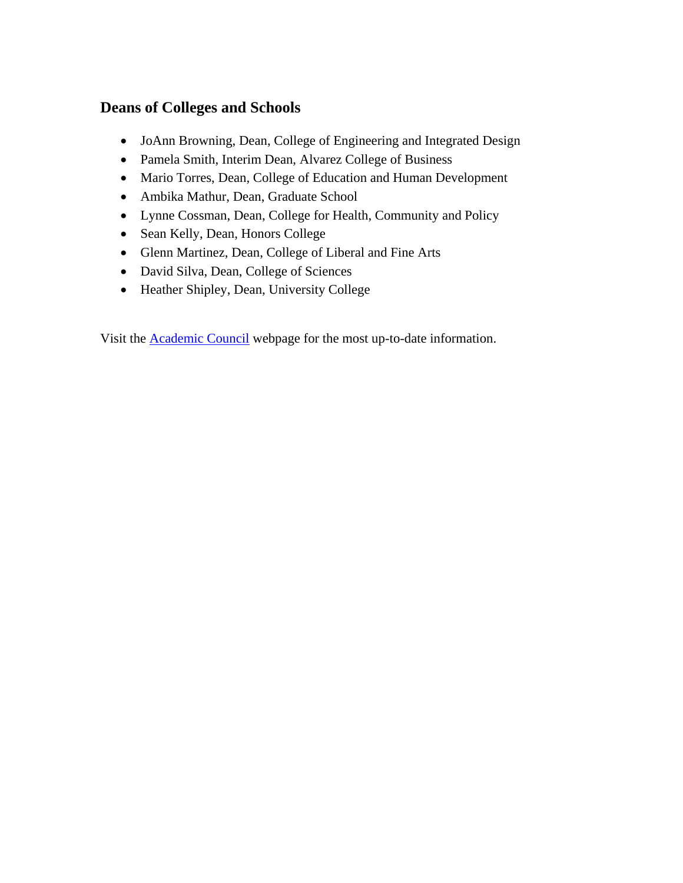## Deans of Colleges and Schools

- JoAnn Browning, Dean, College of Engineering and Integrated Design
- Pamela Smith, Interim Dean, Alvarez College of Business
- Mario Torres, Dean, College of Education and Human Development
- Ambika Mathur, Dean, Graduate School
- Lynne Cossman, Dean, College for Health, Community and Policy
- Sean Kelly, Dean, Honors College
- Glenn Martinez, Dean, College of Liberal and Fine Arts
- David Silva, Dean, College of Sciences
- Heather Shipley, Dean, University College

Visit the Academic Council webpage for the most up-to-date information.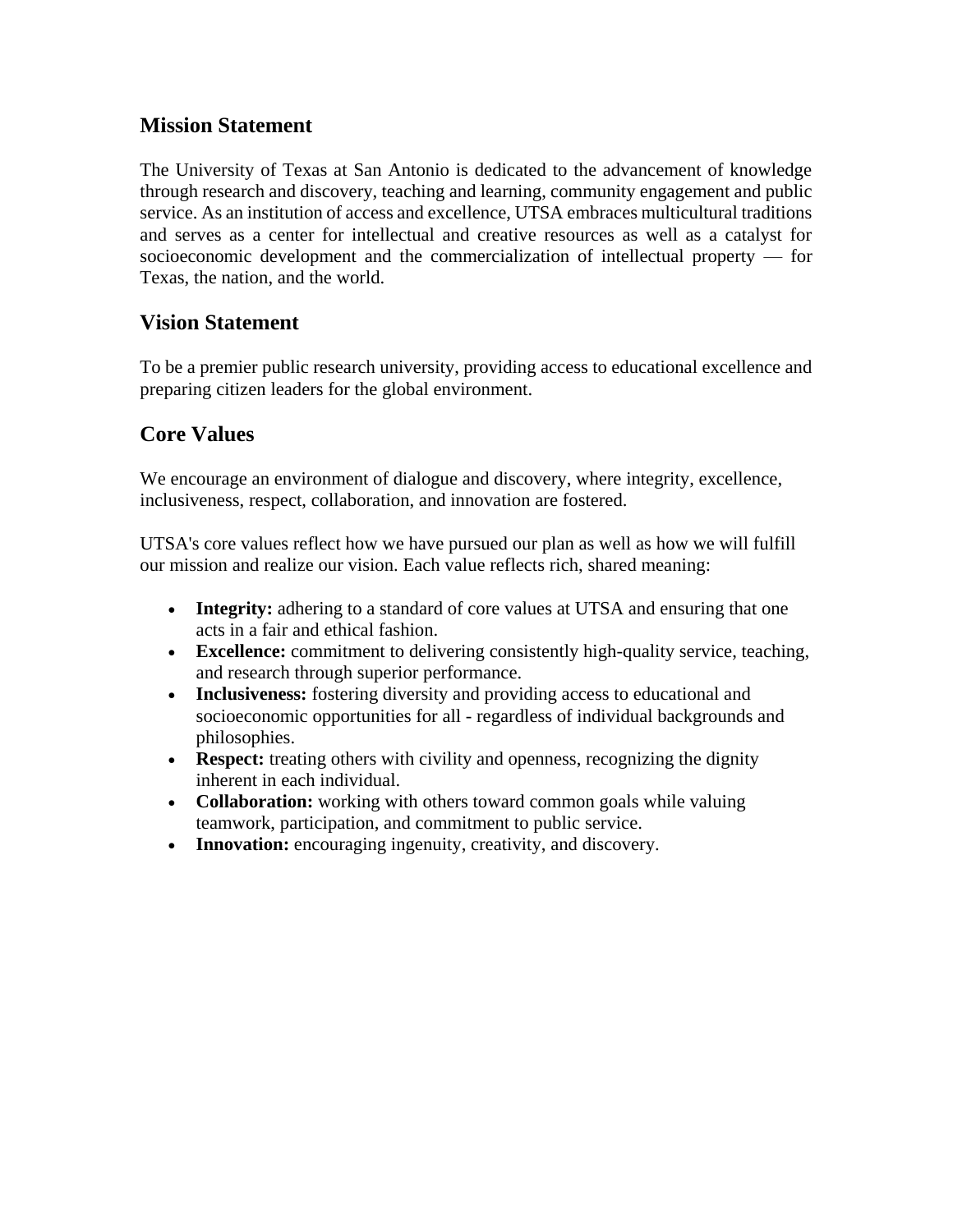## Mission Statement

The University of Texas at San Antonio is dedicated to the advancement of knowledge through research and discovery, teaching and learning, community engagement and public service. As an institution of access and excellence, UTSA embraces multicultural traditions and serves as a center for intellectual and creative resources as well as a catalyst for socioeconomic development and the commercialization of intellectual property — for Texas, the nation, and the world.

## Vision Statement

To be a premier public research university, providing access to educational excellence and preparing citizen leaders for the global environment.

## Core Values

We encourage an environment of dialogue and discovery, where integrity, excellence, inclusiveness, respect, collaboration, and innovation are fostered.

UTSA's core values reflect how we have pursued our plan as well as how we will fulfill our mission and realize our vision. Each value reflects rich, shared meaning:

- **Integrity:** adhering to a standard of core values at UTSA and ensuring that one acts in a fair and ethical fashion.
- **Excellence:** commitment to delivering consistently high-quality service, teaching, and research through superior performance.
- **Inclusiveness:** fostering diversity and providing access to educational and socioeconomic opportunities for all - regardless of individual backgrounds and philosophies.
- **Respect:** treating others with civility and openness, recognizing the dignity inherent in each individual.
- **Collaboration:** working with others toward common goals while valuing teamwork, participation, and commitment to public service.
- **Innovation:** encouraging ingenuity, creativity, and discovery.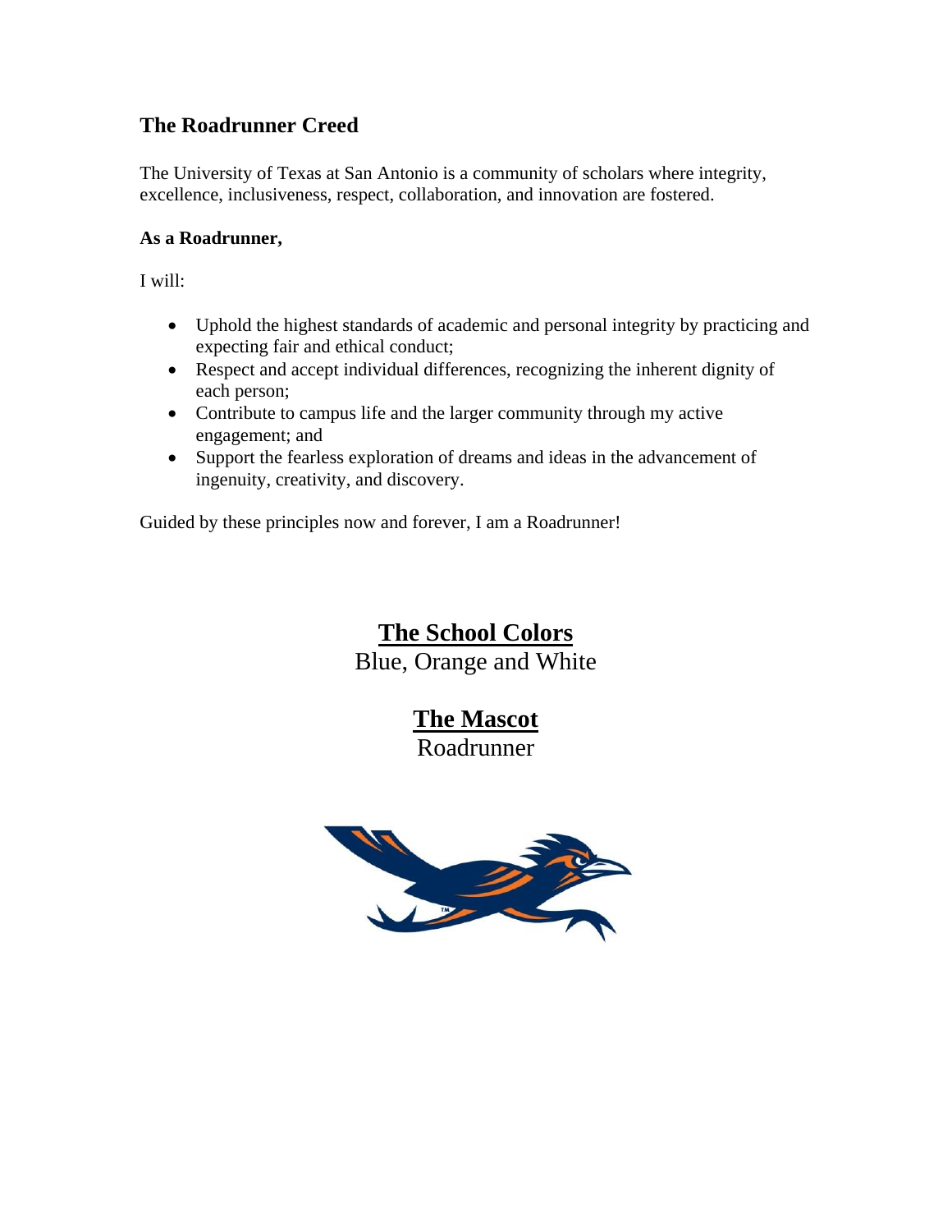## The Roadrunner Creed

The University of Texas at San Antonio is a community of scholars where integrity, excellence, inclusiveness, respect, collaboration, and innovation are fostered.

**As a Roadrunner,**

I will:

- Uphold the highest standards of academic and personal integrity by practicing and expecting fair and ethical conduct;
- Respect and accept individual differences, recognizing the inherent dignity of each person;
- Contribute to campus life and the larger community through my active engagement; and
- Support the fearless exploration of dreams and ideas in the advancement of ingenuity, creativity, and discovery.

Guided by these principles now and forever, I am a Roadrunner!

## <u>The School Colors</u>

Blue, Orange and White

## <u>The Mascot</u>

Roadrunner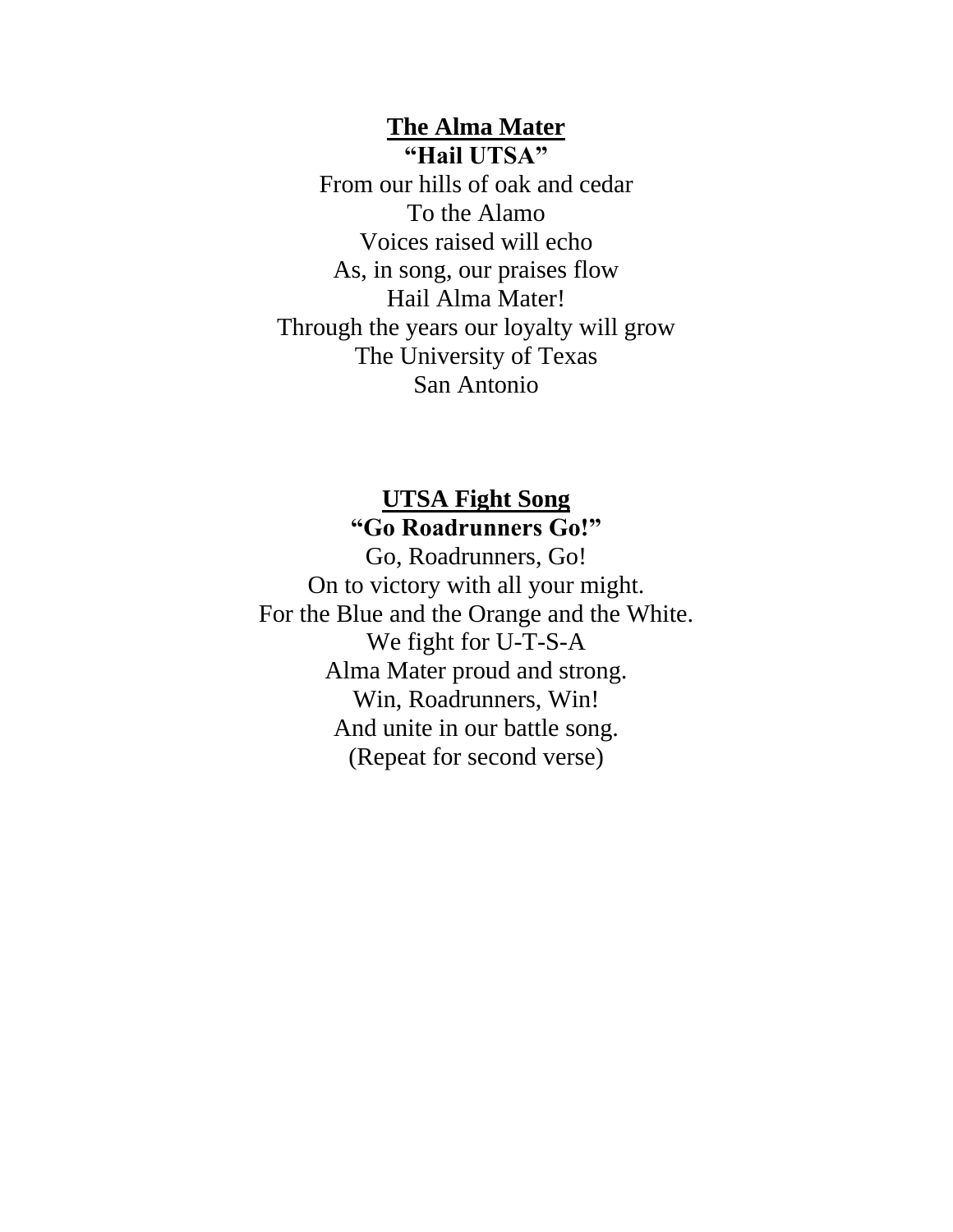## The Alma Mater

**"Hail UTSA"**

From our hills of oak and cedar
To the Alamo
Voices raised will echo
As, in song, our praises flow
Hail Alma Mater!
Through the years our loyalty will grow
The University of Texas
San Antonio

## UTSA Fight Song

**"Go Roadrunners Go!"**

Go, Roadrunners, Go!
On to victory with all your might.
For the Blue and the Orange and the White.
We fight for U-T-S-A
Alma Mater proud and strong.
Win, Roadrunners, Win!
And unite in our battle song.
(Repeat for second verse)